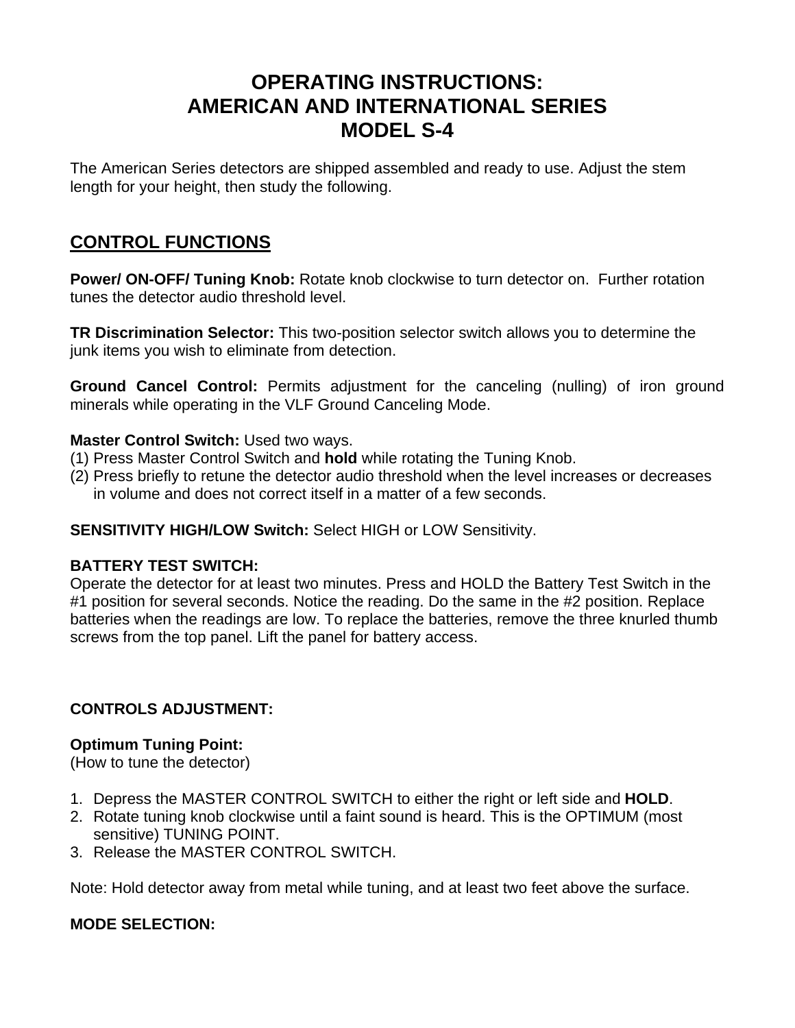# OPERATING INSTRUCTIONS:
# AMERICAN AND INTERNATIONAL SERIES
# MODEL S-4

The American Series detectors are shipped assembled and ready to use. Adjust the stem length for your height, then study the following.

## CONTROL FUNCTIONS

**Power/ ON-OFF/ Tuning Knob:** Rotate knob clockwise to turn detector on. Further rotation tunes the detector audio threshold level.

**TR Discrimination Selector:** This two-position selector switch allows you to determine the junk items you wish to eliminate from detection.

**Ground Cancel Control:** Permits adjustment for the canceling (nulling) of iron ground minerals while operating in the VLF Ground Canceling Mode.

**Master Control Switch:** Used two ways.
(1) Press Master Control Switch and **hold** while rotating the Tuning Knob.
(2) Press briefly to retune the detector audio threshold when the level increases or decreases in volume and does not correct itself in a matter of a few seconds.

**SENSITIVITY HIGH/LOW Switch:** Select HIGH or LOW Sensitivity.

**BATTERY TEST SWITCH:**
Operate the detector for at least two minutes. Press and HOLD the Battery Test Switch in the #1 position for several seconds. Notice the reading. Do the same in the #2 position. Replace batteries when the readings are low. To replace the batteries, remove the three knurled thumb screws from the top panel. Lift the panel for battery access.

### CONTROLS ADJUSTMENT:

**Optimum Tuning Point:**
(How to tune the detector)

1. Depress the MASTER CONTROL SWITCH to either the right or left side and **HOLD**.
2. Rotate tuning knob clockwise until a faint sound is heard. This is the OPTIMUM (most sensitive) TUNING POINT.
3. Release the MASTER CONTROL SWITCH.

Note: Hold detector away from metal while tuning, and at least two feet above the surface.

### MODE SELECTION: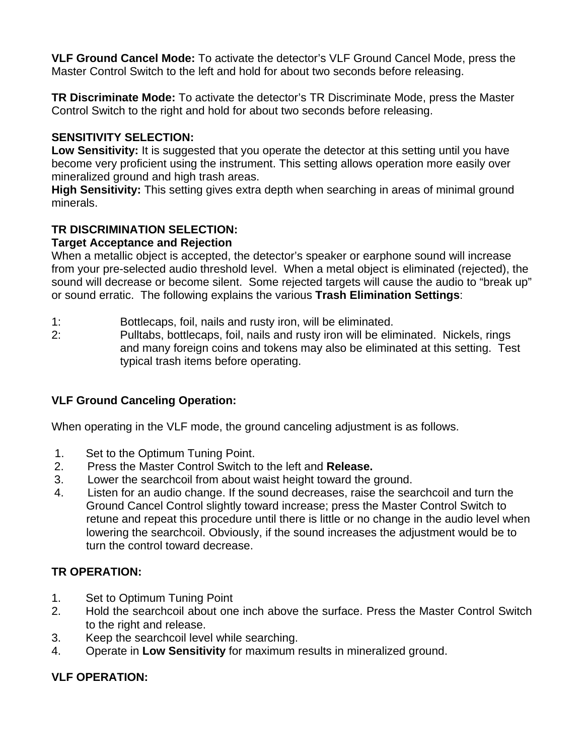**VLF Ground Cancel Mode:** To activate the detector's VLF Ground Cancel Mode, press the Master Control Switch to the left and hold for about two seconds before releasing.

**TR Discriminate Mode:** To activate the detector's TR Discriminate Mode, press the Master Control Switch to the right and hold for about two seconds before releasing.

**SENSITIVITY SELECTION:**

**Low Sensitivity:** It is suggested that you operate the detector at this setting until you have become very proficient using the instrument. This setting allows operation more easily over mineralized ground and high trash areas.

**High Sensitivity:** This setting gives extra depth when searching in areas of minimal ground minerals.

**TR DISCRIMINATION SELECTION:**

**Target Acceptance and Rejection**

When a metallic object is accepted, the detector's speaker or earphone sound will increase from your pre-selected audio threshold level. When a metal object is eliminated (rejected), the sound will decrease or become silent. Some rejected targets will cause the audio to "break up" or sound erratic. The following explains the various **Trash Elimination Settings**:

1: Bottlecaps, foil, nails and rusty iron, will be eliminated.

2: Pulltabs, bottlecaps, foil, nails and rusty iron will be eliminated. Nickels, rings and many foreign coins and tokens may also be eliminated at this setting. Test typical trash items before operating.

**VLF Ground Canceling Operation:**

When operating in the VLF mode, the ground canceling adjustment is as follows.

1. Set to the Optimum Tuning Point.
2. Press the Master Control Switch to the left and **Release.**
3. Lower the searchcoil from about waist height toward the ground.
4. Listen for an audio change. If the sound decreases, raise the searchcoil and turn the Ground Cancel Control slightly toward increase; press the Master Control Switch to retune and repeat this procedure until there is little or no change in the audio level when lowering the searchcoil. Obviously, if the sound increases the adjustment would be to turn the control toward decrease.

**TR OPERATION:**

1. Set to Optimum Tuning Point
2. Hold the searchcoil about one inch above the surface. Press the Master Control Switch to the right and release.
3. Keep the searchcoil level while searching.
4. Operate in **Low Sensitivity** for maximum results in mineralized ground.

**VLF OPERATION:**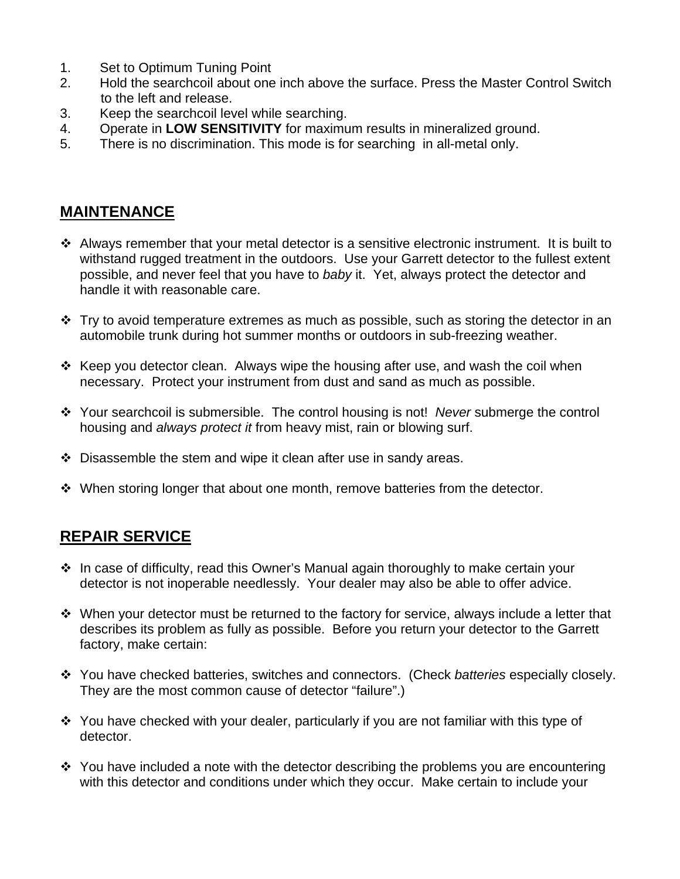1. Set to Optimum Tuning Point
2. Hold the searchcoil about one inch above the surface. Press the Master Control Switch to the left and release.
3. Keep the searchcoil level while searching.
4. Operate in **LOW SENSITIVITY** for maximum results in mineralized ground.
5. There is no discrimination. This mode is for searching in all-metal only.

## MAINTENANCE

- Always remember that your metal detector is a sensitive electronic instrument. It is built to withstand rugged treatment in the outdoors. Use your Garrett detector to the fullest extent possible, and never feel that you have to *baby* it. Yet, always protect the detector and handle it with reasonable care.

- Try to avoid temperature extremes as much as possible, such as storing the detector in an automobile trunk during hot summer months or outdoors in sub-freezing weather.

- Keep you detector clean. Always wipe the housing after use, and wash the coil when necessary. Protect your instrument from dust and sand as much as possible.

- Your searchcoil is submersible. The control housing is not! *Never* submerge the control housing and *always protect it* from heavy mist, rain or blowing surf.

- Disassemble the stem and wipe it clean after use in sandy areas.

- When storing longer that about one month, remove batteries from the detector.

## REPAIR SERVICE

- In case of difficulty, read this Owner's Manual again thoroughly to make certain your detector is not inoperable needlessly. Your dealer may also be able to offer advice.

- When your detector must be returned to the factory for service, always include a letter that describes its problem as fully as possible. Before you return your detector to the Garrett factory, make certain:

- You have checked batteries, switches and connectors. (Check *batteries* especially closely. They are the most common cause of detector "failure".)

- You have checked with your dealer, particularly if you are not familiar with this type of detector.

- You have included a note with the detector describing the problems you are encountering with this detector and conditions under which they occur. Make certain to include your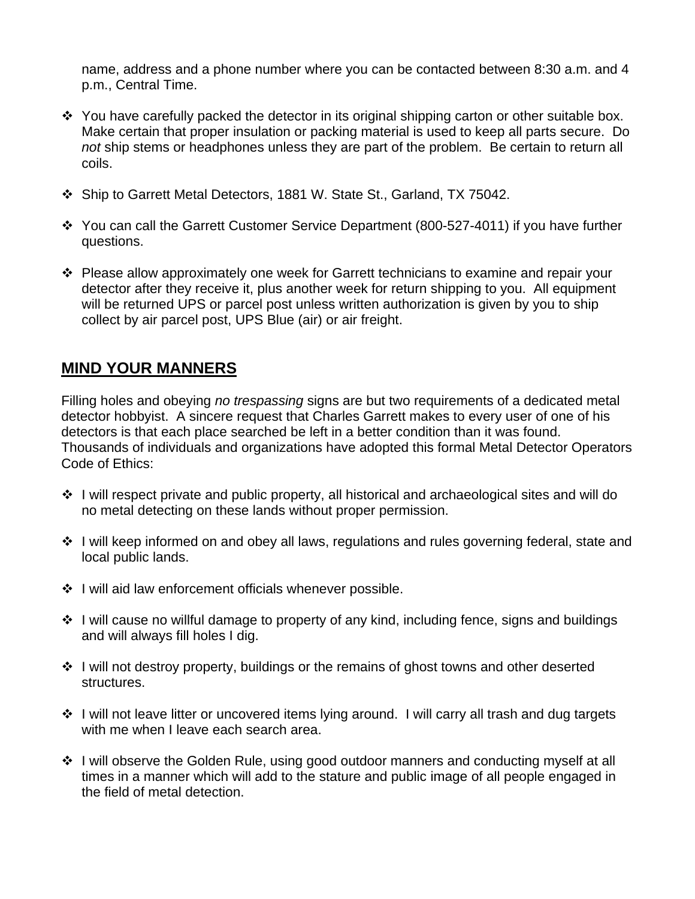name, address and a phone number where you can be contacted between 8:30 a.m. and 4 p.m., Central Time.

- You have carefully packed the detector in its original shipping carton or other suitable box. Make certain that proper insulation or packing material is used to keep all parts secure. Do *not* ship stems or headphones unless they are part of the problem. Be certain to return all coils.

- Ship to Garrett Metal Detectors, 1881 W. State St., Garland, TX 75042.

- You can call the Garrett Customer Service Department (800-527-4011) if you have further questions.

- Please allow approximately one week for Garrett technicians to examine and repair your detector after they receive it, plus another week for return shipping to you. All equipment will be returned UPS or parcel post unless written authorization is given by you to ship collect by air parcel post, UPS Blue (air) or air freight.

## MIND YOUR MANNERS

Filling holes and obeying *no trespassing* signs are but two requirements of a dedicated metal detector hobbyist. A sincere request that Charles Garrett makes to every user of one of his detectors is that each place searched be left in a better condition than it was found. Thousands of individuals and organizations have adopted this formal Metal Detector Operators Code of Ethics:

- I will respect private and public property, all historical and archaeological sites and will do no metal detecting on these lands without proper permission.

- I will keep informed on and obey all laws, regulations and rules governing federal, state and local public lands.

- I will aid law enforcement officials whenever possible.

- I will cause no willful damage to property of any kind, including fence, signs and buildings and will always fill holes I dig.

- I will not destroy property, buildings or the remains of ghost towns and other deserted structures.

- I will not leave litter or uncovered items lying around. I will carry all trash and dug targets with me when I leave each search area.

- I will observe the Golden Rule, using good outdoor manners and conducting myself at all times in a manner which will add to the stature and public image of all people engaged in the field of metal detection.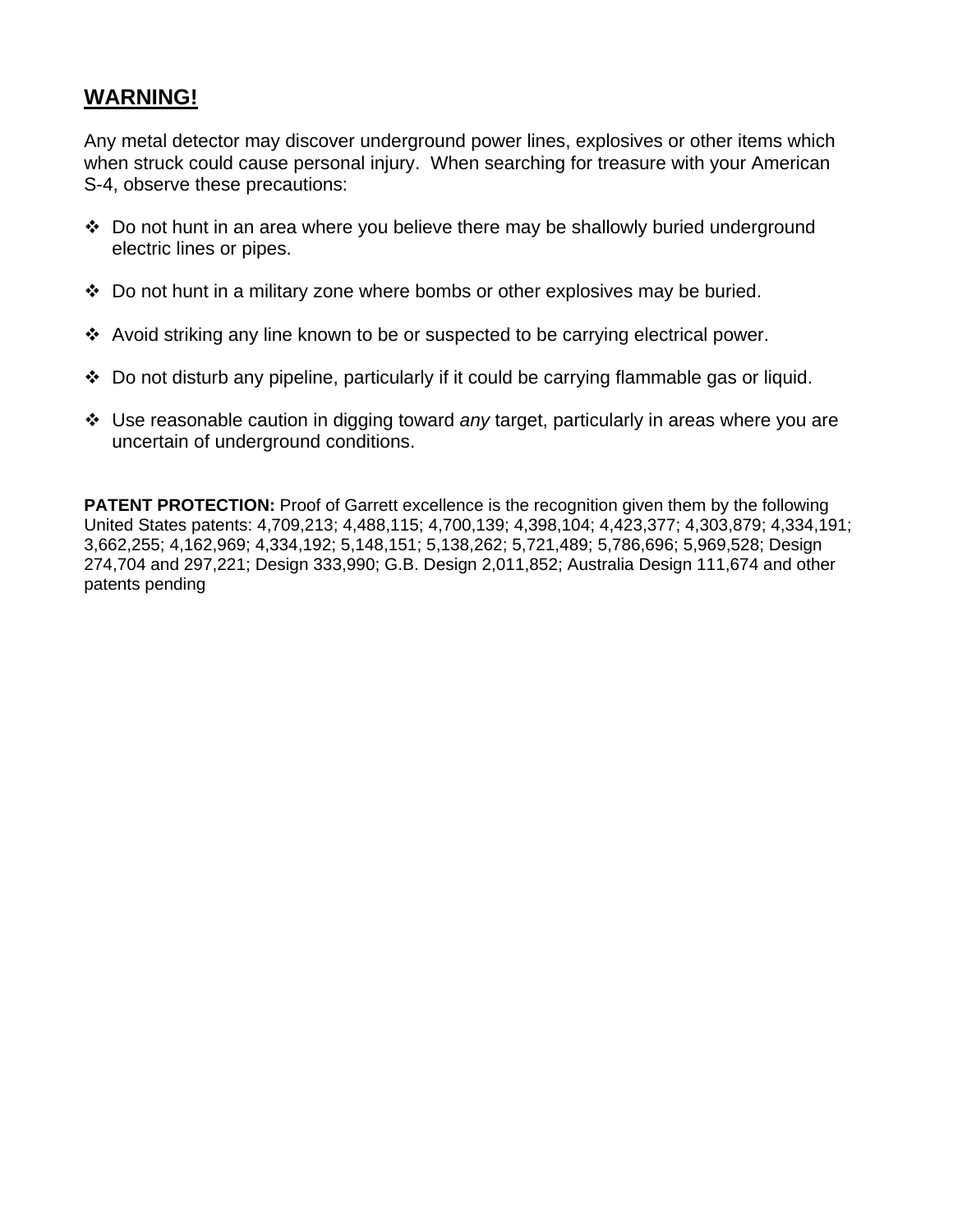## **WARNING!**

Any metal detector may discover underground power lines, explosives or other items which when struck could cause personal injury. When searching for treasure with your American S-4, observe these precautions:

- Do not hunt in an area where you believe there may be shallowly buried underground electric lines or pipes.
- Do not hunt in a military zone where bombs or other explosives may be buried.
- Avoid striking any line known to be or suspected to be carrying electrical power.
- Do not disturb any pipeline, particularly if it could be carrying flammable gas or liquid.
- Use reasonable caution in digging toward *any* target, particularly in areas where you are uncertain of underground conditions.

**PATENT PROTECTION:** Proof of Garrett excellence is the recognition given them by the following United States patents: 4,709,213; 4,488,115; 4,700,139; 4,398,104; 4,423,377; 4,303,879; 4,334,191; 3,662,255; 4,162,969; 4,334,192; 5,148,151; 5,138,262; 5,721,489; 5,786,696; 5,969,528; Design 274,704 and 297,221; Design 333,990; G.B. Design 2,011,852; Australia Design 111,674 and other patents pending